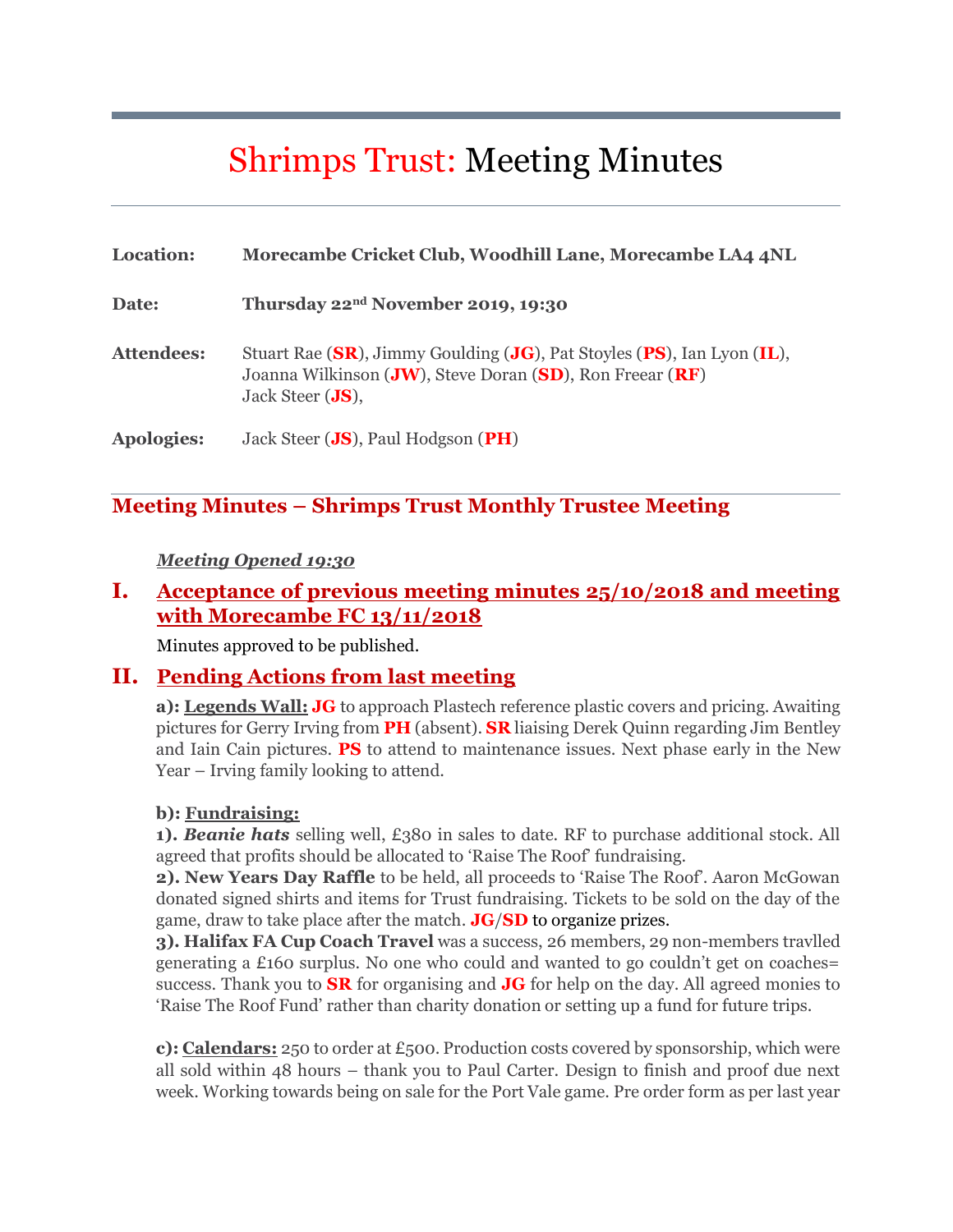# Shrimps Trust: Meeting Minutes

**Location:** **Morecambe Cricket Club, Woodhill Lane, Morecambe LA4 4NL**

**Date:** **Thursday 22nd November 2019, 19:30**

**Attendees:** Stuart Rae (**SR**), Jimmy Goulding (**JG**), Pat Stoyles (**PS**), Ian Lyon (**IL**), Joanna Wilkinson (**JW**), Steve Doran (**SD**), Ron Freear (**RF**) Jack Steer (**JS**),

**Apologies:** Jack Steer (**JS**), Paul Hodgson (**PH**)

## Meeting Minutes – Shrimps Trust Monthly Trustee Meeting

***Meeting Opened 19:30***

### I. Acceptance of previous meeting minutes 25/10/2018 and meeting with Morecambe FC 13/11/2018

Minutes approved to be published.

### II. Pending Actions from last meeting

**a): Legends Wall:** **JG** to approach Plastech reference plastic covers and pricing. Awaiting pictures for Gerry Irving from **PH** (absent). **SR** liaising Derek Quinn regarding Jim Bentley and Iain Cain pictures. **PS** to attend to maintenance issues. Next phase early in the New Year – Irving family looking to attend.

**b): Fundraising:**

**1).** ***Beanie hats*** selling well, £380 in sales to date. RF to purchase additional stock. All agreed that profits should be allocated to 'Raise The Roof' fundraising.

**2). New Years Day Raffle** to be held, all proceeds to 'Raise The Roof'. Aaron McGowan donated signed shirts and items for Trust fundraising. Tickets to be sold on the day of the game, draw to take place after the match. **JG**/**SD** to organize prizes.

**3). Halifax FA Cup Coach Travel** was a success, 26 members, 29 non-members travlled generating a £160 surplus. No one who could and wanted to go couldn't get on coaches= success. Thank you to **SR** for organising and **JG** for help on the day. All agreed monies to 'Raise The Roof Fund' rather than charity donation or setting up a fund for future trips.

**c): Calendars:** 250 to order at £500. Production costs covered by sponsorship, which were all sold within 48 hours – thank you to Paul Carter. Design to finish and proof due next week. Working towards being on sale for the Port Vale game. Pre order form as per last year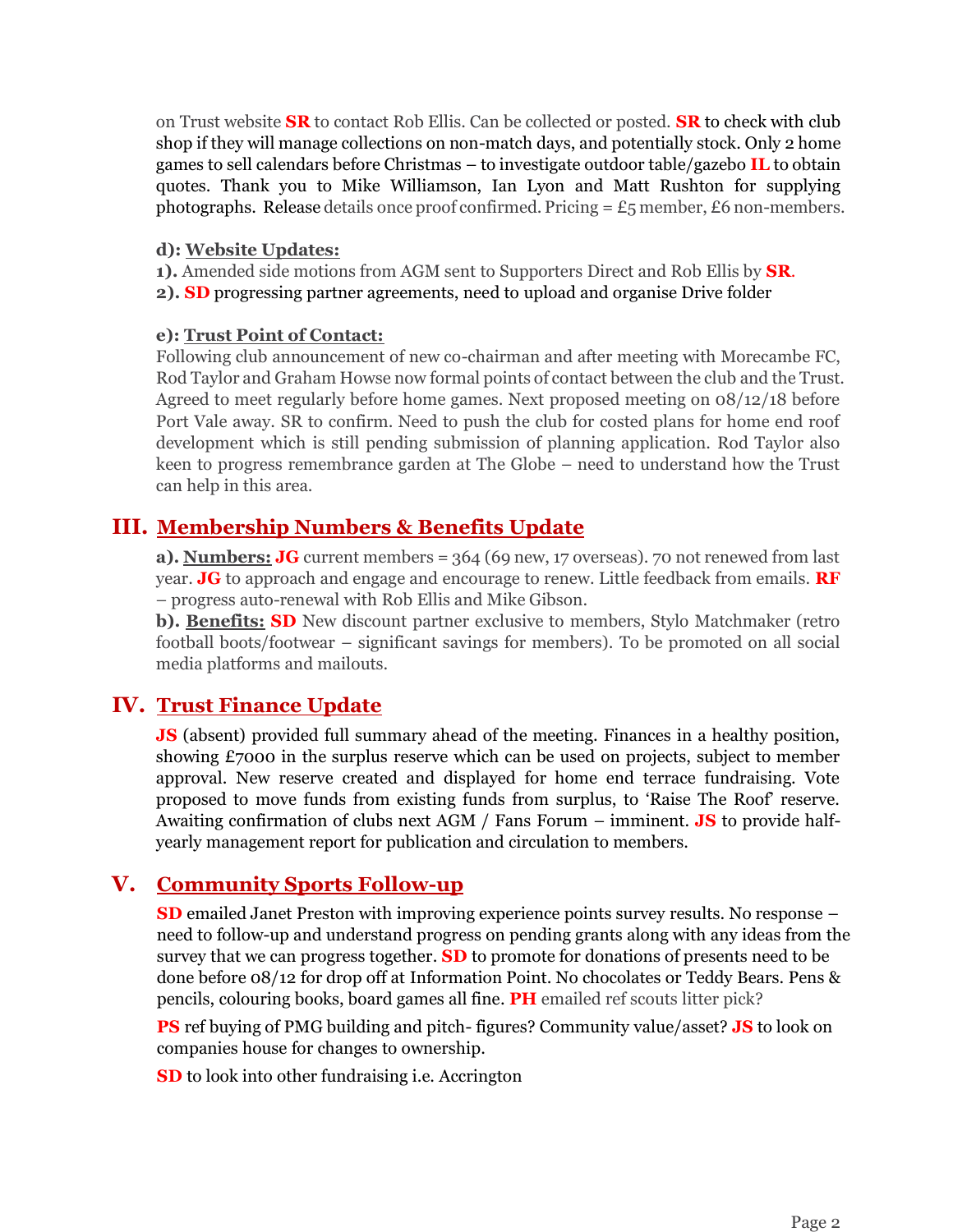on Trust website **SR** to contact Rob Ellis. Can be collected or posted. **SR** to check with club shop if they will manage collections on non-match days, and potentially stock. Only 2 home games to sell calendars before Christmas – to investigate outdoor table/gazebo **IL** to obtain quotes. Thank you to Mike Williamson, Ian Lyon and Matt Rushton for supplying photographs. Release details once proof confirmed. Pricing = £5 member, £6 non-members.

**d): Website Updates:**

**1).** Amended side motions from AGM sent to Supporters Direct and Rob Ellis by **SR**.
**2). SD** progressing partner agreements, need to upload and organise Drive folder

**e): Trust Point of Contact:**

Following club announcement of new co-chairman and after meeting with Morecambe FC, Rod Taylor and Graham Howse now formal points of contact between the club and the Trust. Agreed to meet regularly before home games. Next proposed meeting on 08/12/18 before Port Vale away. SR to confirm. Need to push the club for costed plans for home end roof development which is still pending submission of planning application. Rod Taylor also keen to progress remembrance garden at The Globe – need to understand how the Trust can help in this area.

## III. Membership Numbers & Benefits Update

**a). Numbers: JG** current members = 364 (69 new, 17 overseas). 70 not renewed from last year. **JG** to approach and engage and encourage to renew. Little feedback from emails. **RF** – progress auto-renewal with Rob Ellis and Mike Gibson.

**b). Benefits: SD** New discount partner exclusive to members, Stylo Matchmaker (retro football boots/footwear – significant savings for members). To be promoted on all social media platforms and mailouts.

## IV. Trust Finance Update

**JS** (absent) provided full summary ahead of the meeting. Finances in a healthy position, showing £7000 in the surplus reserve which can be used on projects, subject to member approval. New reserve created and displayed for home end terrace fundraising. Vote proposed to move funds from existing funds from surplus, to 'Raise The Roof' reserve. Awaiting confirmation of clubs next AGM / Fans Forum – imminent. **JS** to provide half-yearly management report for publication and circulation to members.

## V. Community Sports Follow-up

**SD** emailed Janet Preston with improving experience points survey results. No response – need to follow-up and understand progress on pending grants along with any ideas from the survey that we can progress together. **SD** to promote for donations of presents need to be done before 08/12 for drop off at Information Point. No chocolates or Teddy Bears. Pens & pencils, colouring books, board games all fine. **PH** emailed ref scouts litter pick?

**PS** ref buying of PMG building and pitch- figures? Community value/asset? **JS** to look on companies house for changes to ownership.

**SD** to look into other fundraising i.e. Accrington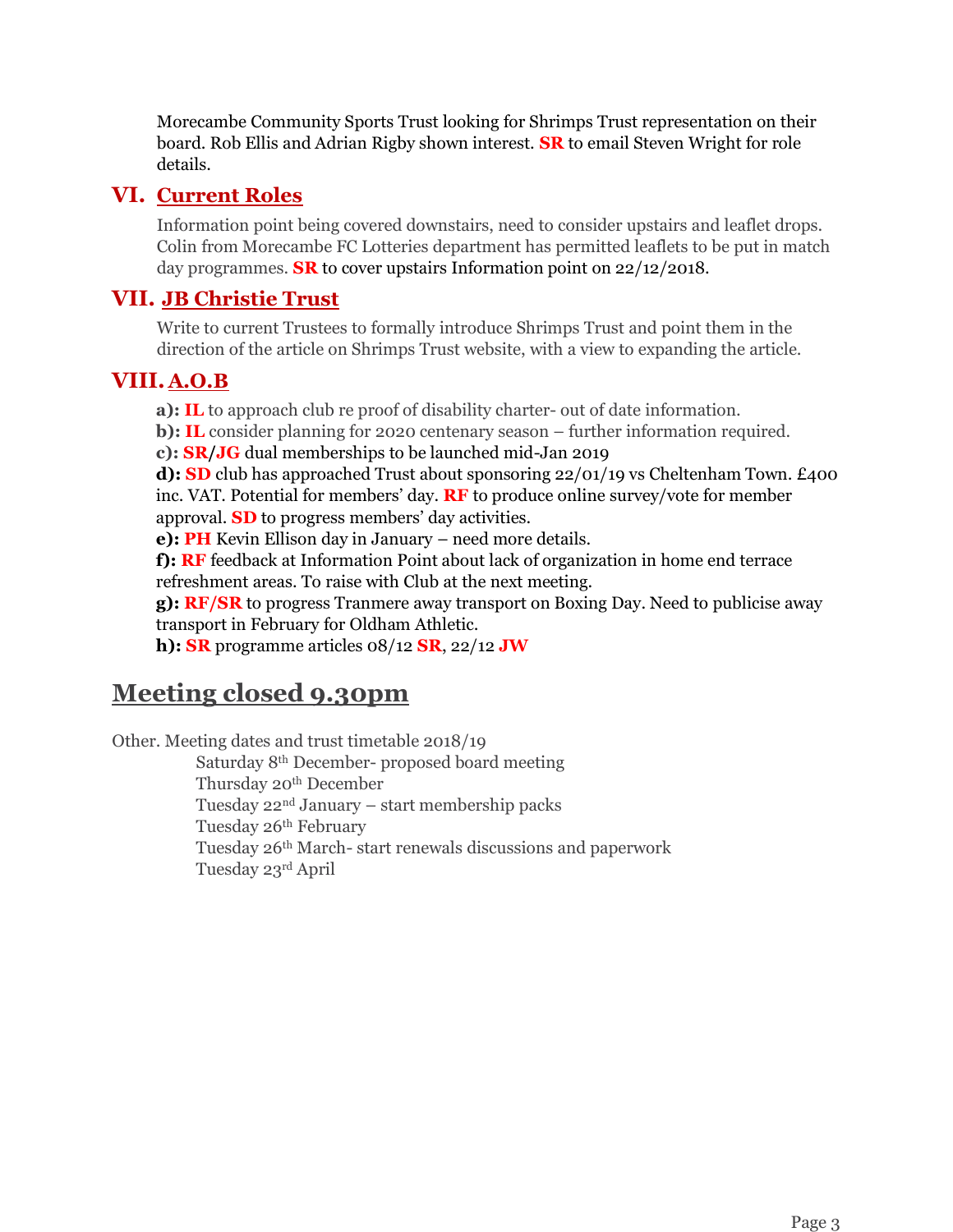Morecambe Community Sports Trust looking for Shrimps Trust representation on their board. Rob Ellis and Adrian Rigby shown interest. **SR** to email Steven Wright for role details.

## VI. Current Roles

Information point being covered downstairs, need to consider upstairs and leaflet drops. Colin from Morecambe FC Lotteries department has permitted leaflets to be put in match day programmes. **SR** to cover upstairs Information point on 22/12/2018.

## VII. JB Christie Trust

Write to current Trustees to formally introduce Shrimps Trust and point them in the direction of the article on Shrimps Trust website, with a view to expanding the article.

## VIII. A.O.B

**a): IL** to approach club re proof of disability charter- out of date information.
**b): IL** consider planning for 2020 centenary season – further information required.
**c): SR/JG** dual memberships to be launched mid-Jan 2019
**d): SD** club has approached Trust about sponsoring 22/01/19 vs Cheltenham Town. £400 inc. VAT. Potential for members' day. **RF** to produce online survey/vote for member approval. **SD** to progress members' day activities.
**e): PH** Kevin Ellison day in January – need more details.
**f): RF** feedback at Information Point about lack of organization in home end terrace refreshment areas. To raise with Club at the next meeting.
**g): RF/SR** to progress Tranmere away transport on Boxing Day. Need to publicise away transport in February for Oldham Athletic.
**h): SR** programme articles 08/12 **SR**, 22/12 **JW**

# Meeting closed 9.30pm

Other. Meeting dates and trust timetable 2018/19

Saturday 8th December- proposed board meeting
Thursday 20th December
Tuesday 22nd January – start membership packs
Tuesday 26th February
Tuesday 26th March- start renewals discussions and paperwork
Tuesday 23rd April